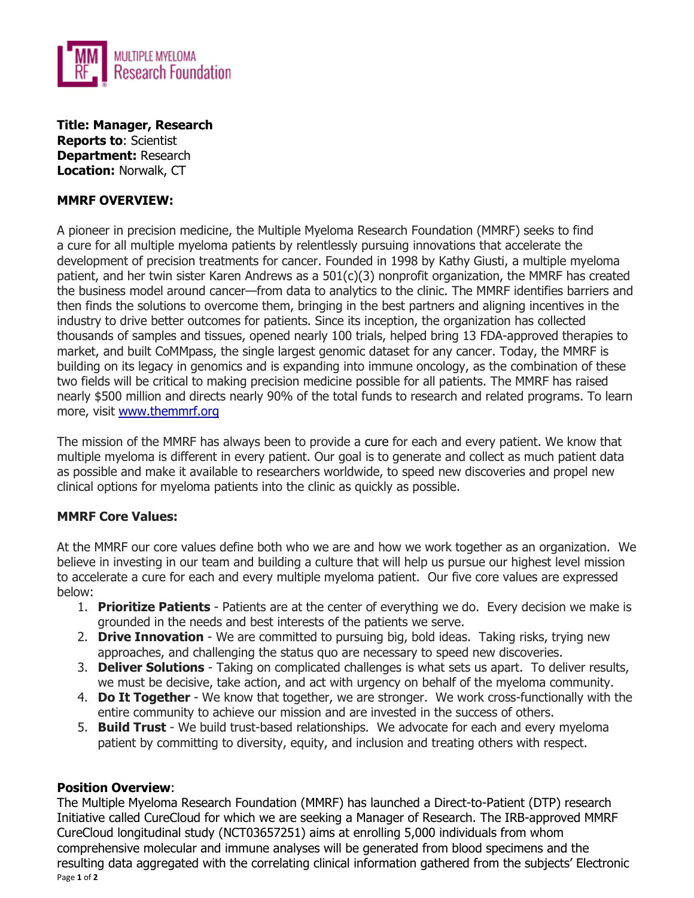**Title: Manager, Research**
**Reports to**: Scientist
**Department:** Research
**Location:** Norwalk, CT

**MMRF OVERVIEW:**

A pioneer in precision medicine, the Multiple Myeloma Research Foundation (MMRF) seeks to find a cure for all multiple myeloma patients by relentlessly pursuing innovations that accelerate the development of precision treatments for cancer. Founded in 1998 by Kathy Giusti, a multiple myeloma patient, and her twin sister Karen Andrews as a 501(c)(3) nonprofit organization, the MMRF has created the business model around cancer—from data to analytics to the clinic. The MMRF identifies barriers and then finds the solutions to overcome them, bringing in the best partners and aligning incentives in the industry to drive better outcomes for patients. Since its inception, the organization has collected thousands of samples and tissues, opened nearly 100 trials, helped bring 13 FDA-approved therapies to market, and built CoMMpass, the single largest genomic dataset for any cancer. Today, the MMRF is building on its legacy in genomics and is expanding into immune oncology, as the combination of these two fields will be critical to making precision medicine possible for all patients. The MMRF has raised nearly $500 million and directs nearly 90% of the total funds to research and related programs. To learn more, visit [www.themmrf.org](www.themmrf.org)

The mission of the MMRF has always been to provide a cure for each and every patient. We know that multiple myeloma is different in every patient. Our goal is to generate and collect as much patient data as possible and make it available to researchers worldwide, to speed new discoveries and propel new clinical options for myeloma patients into the clinic as quickly as possible.

**MMRF Core Values:**

At the MMRF our core values define both who we are and how we work together as an organization. We believe in investing in our team and building a culture that will help us pursue our highest level mission to accelerate a cure for each and every multiple myeloma patient. Our five core values are expressed below:

1. **Prioritize Patients** - Patients are at the center of everything we do. Every decision we make is grounded in the needs and best interests of the patients we serve.
2. **Drive Innovation** - We are committed to pursuing big, bold ideas. Taking risks, trying new approaches, and challenging the status quo are necessary to speed new discoveries.
3. **Deliver Solutions** - Taking on complicated challenges is what sets us apart. To deliver results, we must be decisive, take action, and act with urgency on behalf of the myeloma community.
4. **Do It Together** - We know that together, we are stronger. We work cross-functionally with the entire community to achieve our mission and are invested in the success of others.
5. **Build Trust** - We build trust-based relationships. We advocate for each and every myeloma patient by committing to diversity, equity, and inclusion and treating others with respect.

**Position Overview**:
The Multiple Myeloma Research Foundation (MMRF) has launched a Direct-to-Patient (DTP) research Initiative called CureCloud for which we are seeking a Manager of Research. The IRB-approved MMRF CureCloud longitudinal study (NCT03657251) aims at enrolling 5,000 individuals from whom comprehensive molecular and immune analyses will be generated from blood specimens and the resulting data aggregated with the correlating clinical information gathered from the subjects' Electronic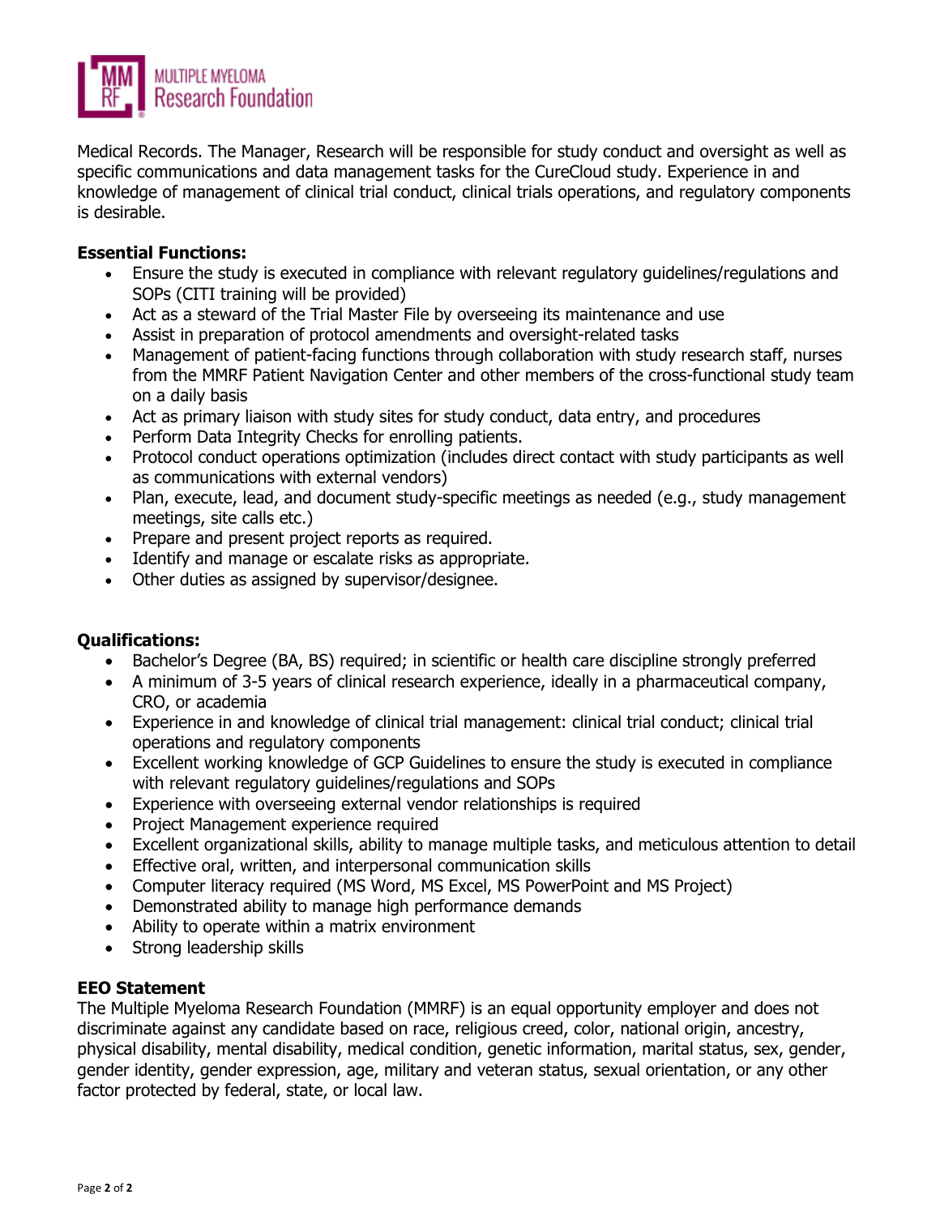Medical Records. The Manager, Research will be responsible for study conduct and oversight as well as specific communications and data management tasks for the CureCloud study. Experience in and knowledge of management of clinical trial conduct, clinical trials operations, and regulatory components is desirable.

**Essential Functions:**

- Ensure the study is executed in compliance with relevant regulatory guidelines/regulations and SOPs (CITI training will be provided)
- Act as a steward of the Trial Master File by overseeing its maintenance and use
- Assist in preparation of protocol amendments and oversight-related tasks
- Management of patient-facing functions through collaboration with study research staff, nurses from the MMRF Patient Navigation Center and other members of the cross-functional study team on a daily basis
- Act as primary liaison with study sites for study conduct, data entry, and procedures
- Perform Data Integrity Checks for enrolling patients.
- Protocol conduct operations optimization (includes direct contact with study participants as well as communications with external vendors)
- Plan, execute, lead, and document study-specific meetings as needed (e.g., study management meetings, site calls etc.)
- Prepare and present project reports as required.
- Identify and manage or escalate risks as appropriate.
- Other duties as assigned by supervisor/designee.

**Qualifications:**

- Bachelor's Degree (BA, BS) required; in scientific or health care discipline strongly preferred
- A minimum of 3-5 years of clinical research experience, ideally in a pharmaceutical company, CRO, or academia
- Experience in and knowledge of clinical trial management: clinical trial conduct; clinical trial operations and regulatory components
- Excellent working knowledge of GCP Guidelines to ensure the study is executed in compliance with relevant regulatory guidelines/regulations and SOPs
- Experience with overseeing external vendor relationships is required
- Project Management experience required
- Excellent organizational skills, ability to manage multiple tasks, and meticulous attention to detail
- Effective oral, written, and interpersonal communication skills
- Computer literacy required (MS Word, MS Excel, MS PowerPoint and MS Project)
- Demonstrated ability to manage high performance demands
- Ability to operate within a matrix environment
- Strong leadership skills

**EEO Statement**

The Multiple Myeloma Research Foundation (MMRF) is an equal opportunity employer and does not discriminate against any candidate based on race, religious creed, color, national origin, ancestry, physical disability, mental disability, medical condition, genetic information, marital status, sex, gender, gender identity, gender expression, age, military and veteran status, sexual orientation, or any other factor protected by federal, state, or local law.